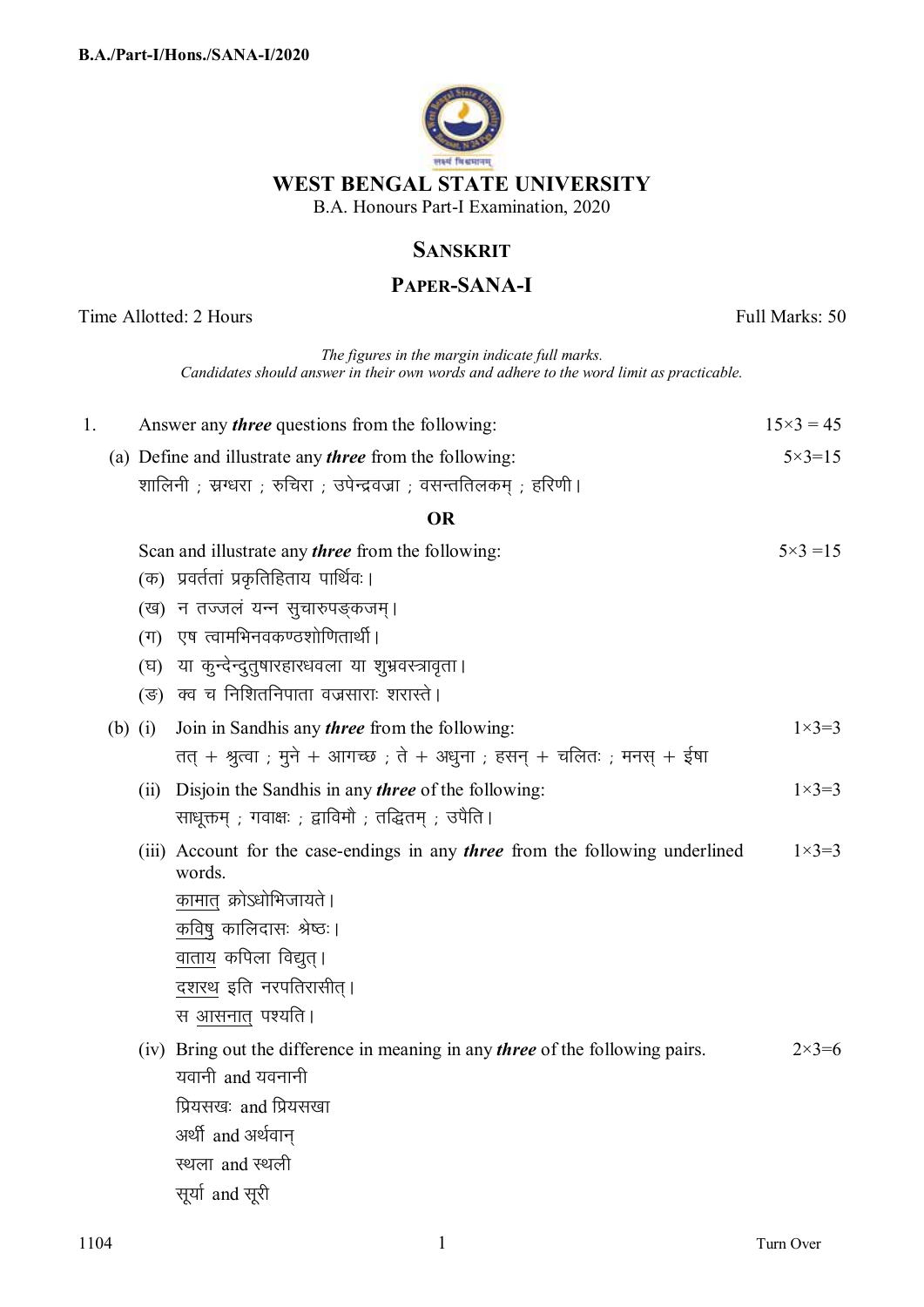**B.A./Part-I/Hons./SANA-I/2020**

# WEST BENGAL STATE UNIVERSITY

B.A. Honours Part-I Examination, 2020

## SANSKRIT

## PAPER-SANA-I

Time Allotted: 2 Hours | Full Marks: 50

*The figures in the margin indicate full marks.*
*Candidates should answer in their own words and adhere to the word limit as practicable.*

1. Answer any ***three*** questions from the following: $15\times3 = 45$

(a) Define and illustrate any ***three*** from the following: $5\times3=15$

शालिनी ; स्रग्धरा ; रुचिरा ; उपेन्द्रवज्रा ; वसन्ततिलकम् ; हरिणी।

**OR**

Scan and illustrate any ***three*** from the following: $5\times3 =15$

(क) प्रवर्ततां प्रकृतिहिताय पार्थिवः।

(ख) न तज्जलं यन्न सुचारुपङ्कजम्।

(ग) एष त्वामभिनवकण्ठशोणितार्थी।

(घ) या कुन्देन्दुतुषारहारधवला या शुभ्रवस्त्रावृता।

(ङ) क्व च निशितनिपाता वज्रसाराः शरास्ते।

(b) (i) Join in Sandhis any ***three*** from the following: $1\times3=3$

तत् + श्रुत्वा ; मुने + आगच्छ ; ते + अधुना ; हसन् + चलितः ; मनस् + ईषा

(ii) Disjoin the Sandhis in any ***three*** of the following: $1\times3=3$

साधूक्तम् ; गवाक्षः ; द्वाविमौ ; तद्धितम् ; उपैति।

(iii) Account for the case-endings in any ***three*** from the following underlined words. $1\times3=3$

<u>कामात्</u> क्रोऽधोभिजायते।

<u>कविषु</u> कालिदासः श्रेष्ठः।

<u>वाताय</u> कपिला विद्युत्।

<u>दशरथ</u> इति नरपतिरासीत्।

स <u>आसनात्</u> पश्यति।

(iv) Bring out the difference in meaning in any ***three*** of the following pairs. $2\times3=6$

यवानी and यवनानी

प्रियसखः and प्रियसखा

अर्थी and अर्थवान्

स्थला and स्थली

सूर्या and सूरी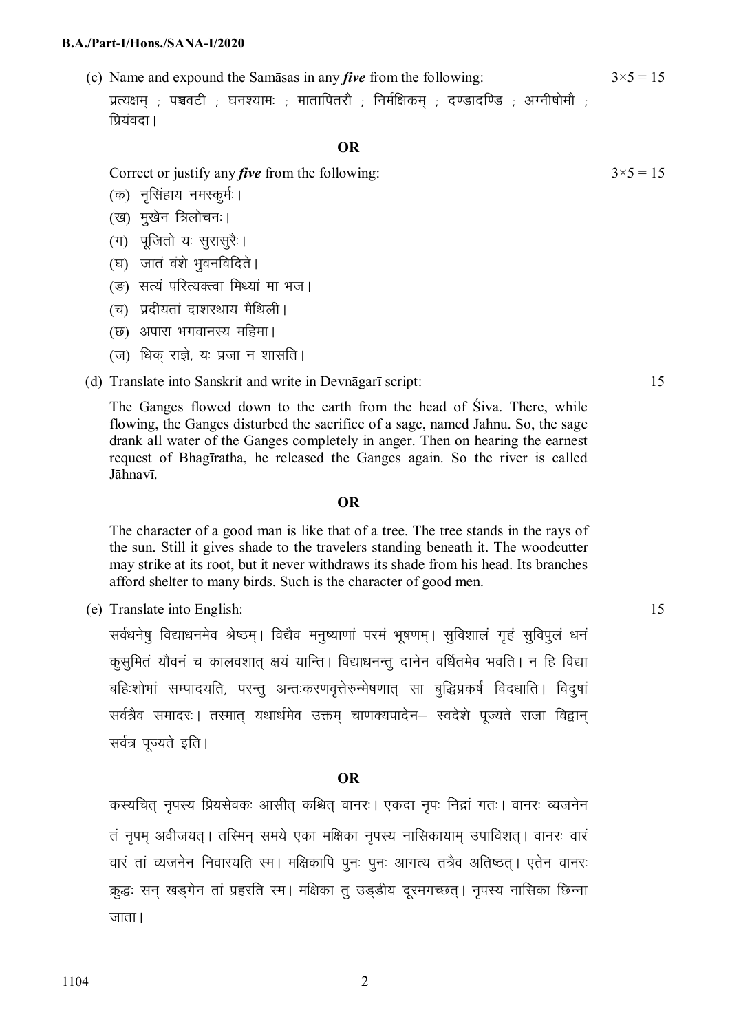(c) Name and expound the Samāsas in any ***five*** from the following: 3×5 = 15

प्रत्यक्षम् ; पञ्चवटी ; घनश्यामः ; मातापितरौ ; निर्मक्षिकम् ; दण्डादण्डि ; अग्नीषोमौ ; प्रियंवदा।

**OR**

Correct or justify any ***five*** from the following: 3×5 = 15

(क) नृसिंहाय नमस्कुर्मः।

(ख) मुखेन त्रिलोचनः।

(ग) पूजितो यः सुरासुरैः।

(घ) जातं वंशे भुवनविदिते।

(ङ) सत्यं परित्यक्त्वा मिथ्यां मा भज।

(च) प्रदीयतां दाशरथाय मैथिली।

(छ) अपारा भगवानस्य महिमा।

(ज) धिक् राज्ञे, यः प्रजा न शासति।

(d) Translate into Sanskrit and write in Devnāgarī script: 15

The Ganges flowed down to the earth from the head of Śiva. There, while flowing, the Ganges disturbed the sacrifice of a sage, named Jahnu. So, the sage drank all water of the Ganges completely in anger. Then on hearing the earnest request of Bhagīratha, he released the Ganges again. So the river is called Jāhnavī.

**OR**

The character of a good man is like that of a tree. The tree stands in the rays of the sun. Still it gives shade to the travelers standing beneath it. The woodcutter may strike at its root, but it never withdraws its shade from his head. Its branches afford shelter to many birds. Such is the character of good men.

(e) Translate into English: 15

सर्वधनेषु विद्याधनमेव श्रेष्ठम्। विद्यैव मनुष्याणां परमं भूषणम्। सुविशालं गृहं सुविपुलं धनं कुसुमितं यौवनं च कालवशात् क्षयं यान्ति। विद्याधनन्तु दानेन वर्धितमेव भवति। न हि विद्या बहिःशोभां सम्पादयति, परन्तु अन्तःकरणवृत्तेरुन्मेषणात् सा बुद्धिप्रकर्षं विदधाति। विदुषां सर्वत्रैव समादरः। तस्मात् यथार्थमेव उक्तम् चाणक्यपादेन– स्वदेशे पूज्यते राजा विद्वान् सर्वत्र पूज्यते इति।

**OR**

कस्यचित् नृपस्य प्रियसेवकः आसीत् कश्चित् वानरः। एकदा नृपः निद्रां गतः। वानरः व्यजनेन तं नृपम् अवीजयत्। तस्मिन् समये एका मक्षिका नृपस्य नासिकायाम् उपाविशत्। वानरः वारं वारं तां व्यजनेन निवारयति स्म। मक्षिकापि पुनः पुनः आगत्य तत्रैव अतिष्ठत्। एतेन वानरः क्रुद्धः सन् खड्गेन तां प्रहरति स्म। मक्षिका तु उड्डीय दूरमगच्छत्। नृपस्य नासिका छिन्ना जाता।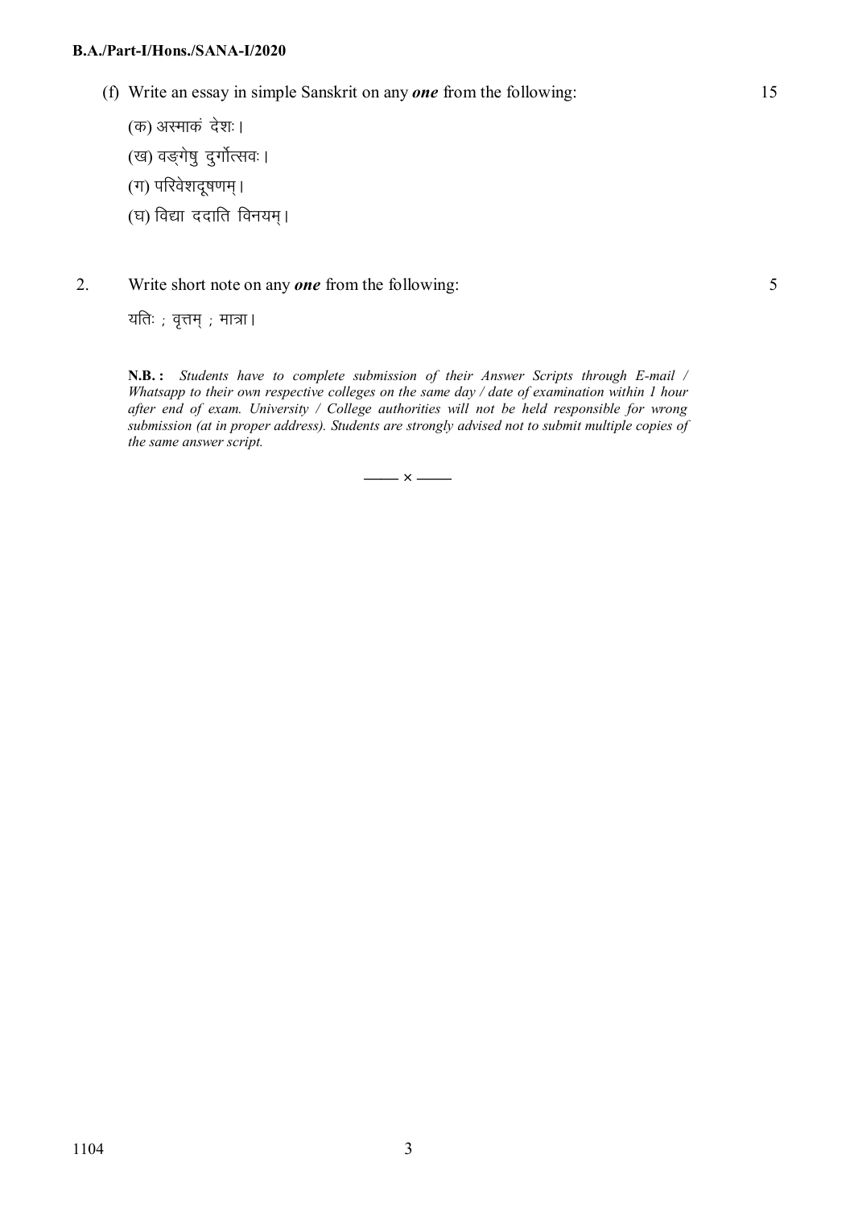(f) Write an essay in simple Sanskrit on any ***one*** from the following: 15

(क) अस्माकं देशः।

(ख) वङ्गेषु दुर्गोत्सवः।

(ग) परिवेशदूषणम्।

(घ) विद्या ददाति विनयम्।

2. Write short note on any ***one*** from the following: 5

यतिः ; वृत्तम् ; मात्रा।

**N.B. :** *Students have to complete submission of their Answer Scripts through E-mail / Whatsapp to their own respective colleges on the same day / date of examination within 1 hour after end of exam. University / College authorities will not be held responsible for wrong submission (at in proper address). Students are strongly advised not to submit multiple copies of the same answer script.*

—— × ——